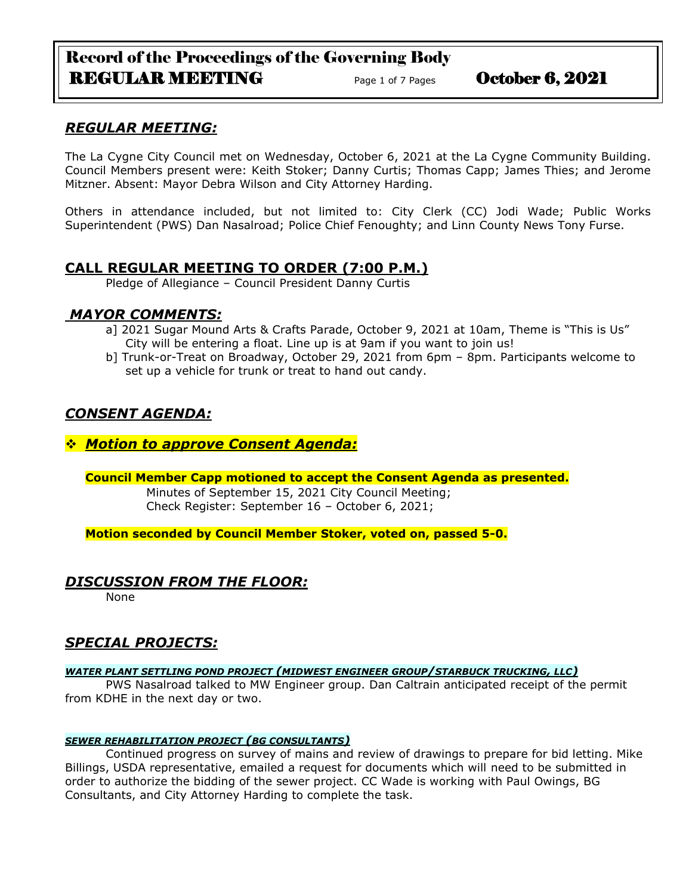# Record of the Proceedings of the Governing Body
## REGULAR MEETING — October 6, 2021

## *REGULAR MEETING:*

The La Cygne City Council met on Wednesday, October 6, 2021 at the La Cygne Community Building. Council Members present were: Keith Stoker; Danny Curtis; Thomas Capp; James Thies; and Jerome Mitzner. Absent: Mayor Debra Wilson and City Attorney Harding.

Others in attendance included, but not limited to: City Clerk (CC) Jodi Wade; Public Works Superintendent (PWS) Dan Nasalroad; Police Chief Fenoughty; and Linn County News Tony Furse.

## **CALL REGULAR MEETING TO ORDER (7:00 P.M.)**

Pledge of Allegiance – Council President Danny Curtis

## *MAYOR COMMENTS:*

a] 2021 Sugar Mound Arts & Crafts Parade, October 9, 2021 at 10am, Theme is "This is Us" City will be entering a float. Line up is at 9am if you want to join us!

b] Trunk-or-Treat on Broadway, October 29, 2021 from 6pm – 8pm. Participants welcome to set up a vehicle for trunk or treat to hand out candy.

## *CONSENT AGENDA:*

❖ ***Motion to approve Consent Agenda:***

**Council Member Capp motioned to accept the Consent Agenda as presented.**

Minutes of September 15, 2021 City Council Meeting;
Check Register: September 16 – October 6, 2021;

**Motion seconded by Council Member Stoker, voted on, passed 5-0.**

## *DISCUSSION FROM THE FLOOR:*

None

## *SPECIAL PROJECTS:*

***WATER PLANT SETTLING POND PROJECT (MIDWEST ENGINEER GROUP/STARBUCK TRUCKING, LLC)***

PWS Nasalroad talked to MW Engineer group. Dan Caltrain anticipated receipt of the permit from KDHE in the next day or two.

***SEWER REHABILITATION PROJECT (BG CONSULTANTS)***

Continued progress on survey of mains and review of drawings to prepare for bid letting. Mike Billings, USDA representative, emailed a request for documents which will need to be submitted in order to authorize the bidding of the sewer project. CC Wade is working with Paul Owings, BG Consultants, and City Attorney Harding to complete the task.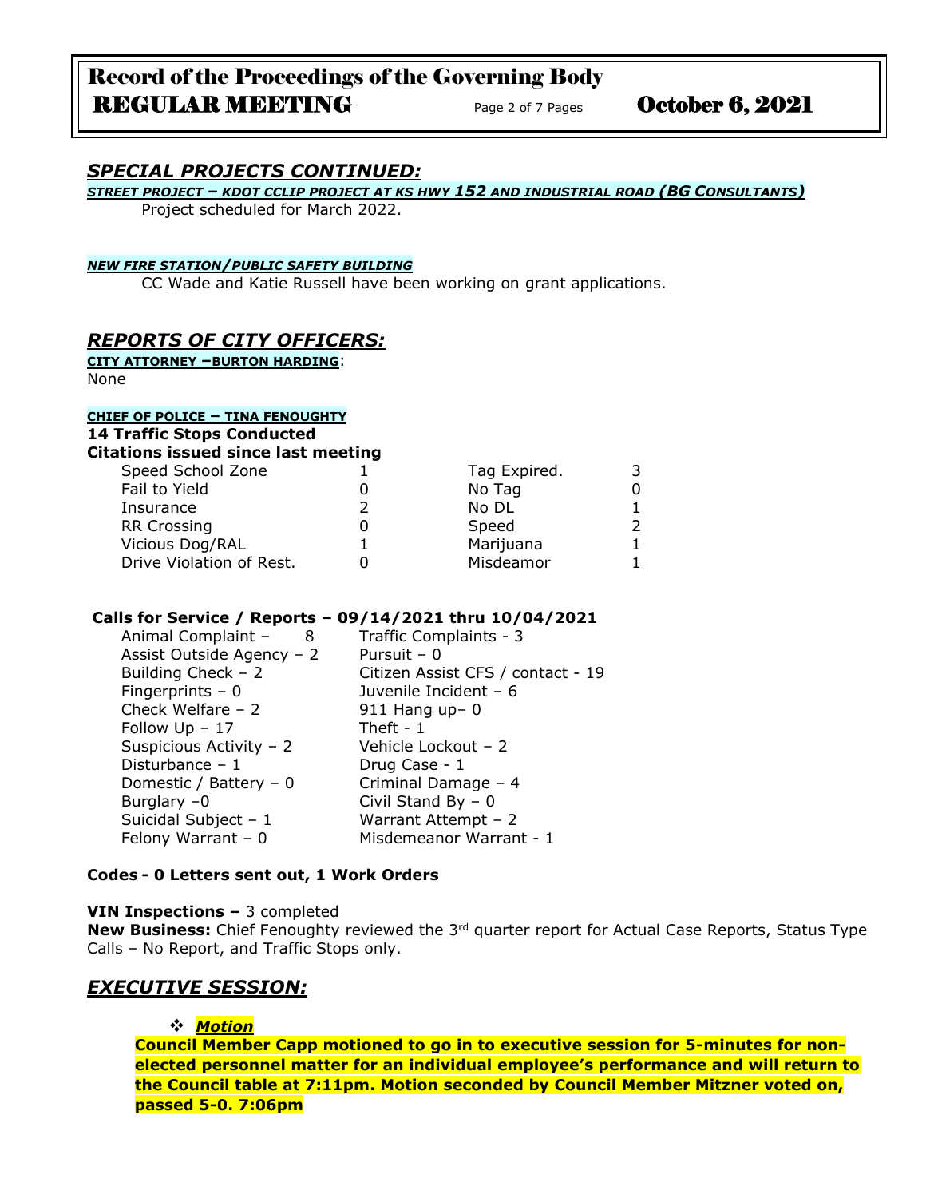## *SPECIAL PROJECTS CONTINUED:*

***STREET PROJECT – KDOT CCLIP PROJECT AT KS HWY 152 AND INDUSTRIAL ROAD (BG CONSULTANTS)***

Project scheduled for March 2022.

***NEW FIRE STATION/PUBLIC SAFETY BUILDING***

CC Wade and Katie Russell have been working on grant applications.

## *REPORTS OF CITY OFFICERS:*

**CITY ATTORNEY –BURTON HARDING**:

None

**CHIEF OF POLICE – TINA FENOUGHTY**

**14 Traffic Stops Conducted**

**Citations issued since last meeting**

| | | | |
|---|---|---|---|
| Speed School Zone | 1 | Tag Expired. | 3 |
| Fail to Yield | 0 | No Tag | 0 |
| Insurance | 2 | No DL | 1 |
| RR Crossing | 0 | Speed | 2 |
| Vicious Dog/RAL | 1 | Marijuana | 1 |
| Drive Violation of Rest. | 0 | Misdeamor | 1 |

**Calls for Service / Reports – 09/14/2021 thru 10/04/2021**

| | |
|---|---|
| Animal Complaint – 8 | Traffic Complaints - 3 |
| Assist Outside Agency – 2 | Pursuit – 0 |
| Building Check – 2 | Citizen Assist CFS / contact - 19 |
| Fingerprints – 0 | Juvenile Incident – 6 |
| Check Welfare – 2 | 911 Hang up– 0 |
| Follow Up – 17 | Theft - 1 |
| Suspicious Activity – 2 | Vehicle Lockout – 2 |
| Disturbance – 1 | Drug Case - 1 |
| Domestic / Battery – 0 | Criminal Damage – 4 |
| Burglary –0 | Civil Stand By – 0 |
| Suicidal Subject – 1 | Warrant Attempt – 2 |
| Felony Warrant – 0 | Misdemeanor Warrant - 1 |

**Codes - 0 Letters sent out, 1 Work Orders**

**VIN Inspections –** 3 completed

**New Business:** Chief Fenoughty reviewed the 3rd quarter report for Actual Case Reports, Status Type Calls – No Report, and Traffic Stops only.

## *EXECUTIVE SESSION:*

- ***Motion***

**Council Member Capp motioned to go in to executive session for 5-minutes for non-elected personnel matter for an individual employee's performance and will return to the Council table at 7:11pm. Motion seconded by Council Member Mitzner voted on, passed 5-0. 7:06pm**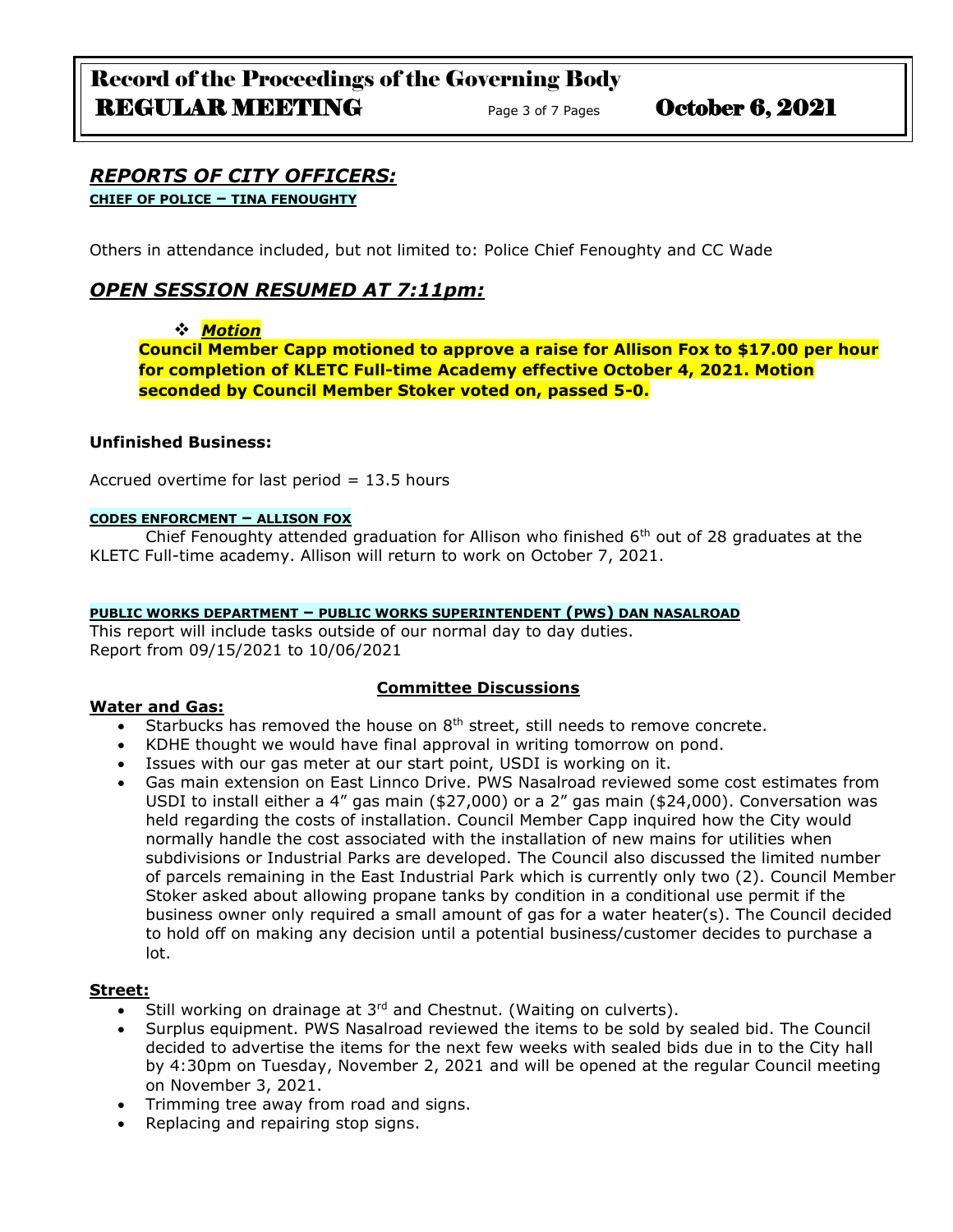## *REPORTS OF CITY OFFICERS:*

**CHIEF OF POLICE – TINA FENOUGHTY**

Others in attendance included, but not limited to: Police Chief Fenoughty and CC Wade

## *OPEN SESSION RESUMED AT 7:11pm:*

- ***Motion***

  **Council Member Capp motioned to approve a raise for Allison Fox to $17.00 per hour for completion of KLETC Full-time Academy effective October 4, 2021. Motion seconded by Council Member Stoker voted on, passed 5-0.**

**Unfinished Business:**

Accrued overtime for last period = 13.5 hours

**CODES ENFORCMENT – ALLISON FOX**

Chief Fenoughty attended graduation for Allison who finished 6th out of 28 graduates at the KLETC Full-time academy. Allison will return to work on October 7, 2021.

**PUBLIC WORKS DEPARTMENT – PUBLIC WORKS SUPERINTENDENT (PWS) DAN NASALROAD**

This report will include tasks outside of our normal day to day duties.
Report from 09/15/2021 to 10/06/2021

**Committee Discussions**

**Water and Gas:**

- Starbucks has removed the house on 8th street, still needs to remove concrete.
- KDHE thought we would have final approval in writing tomorrow on pond.
- Issues with our gas meter at our start point, USDI is working on it.
- Gas main extension on East Linnco Drive. PWS Nasalroad reviewed some cost estimates from USDI to install either a 4" gas main ($27,000) or a 2" gas main ($24,000). Conversation was held regarding the costs of installation. Council Member Capp inquired how the City would normally handle the cost associated with the installation of new mains for utilities when subdivisions or Industrial Parks are developed. The Council also discussed the limited number of parcels remaining in the East Industrial Park which is currently only two (2). Council Member Stoker asked about allowing propane tanks by condition in a conditional use permit if the business owner only required a small amount of gas for a water heater(s). The Council decided to hold off on making any decision until a potential business/customer decides to purchase a lot.

**Street:**

- Still working on drainage at 3rd and Chestnut. (Waiting on culverts).
- Surplus equipment. PWS Nasalroad reviewed the items to be sold by sealed bid. The Council decided to advertise the items for the next few weeks with sealed bids due in to the City hall by 4:30pm on Tuesday, November 2, 2021 and will be opened at the regular Council meeting on November 3, 2021.
- Trimming tree away from road and signs.
- Replacing and repairing stop signs.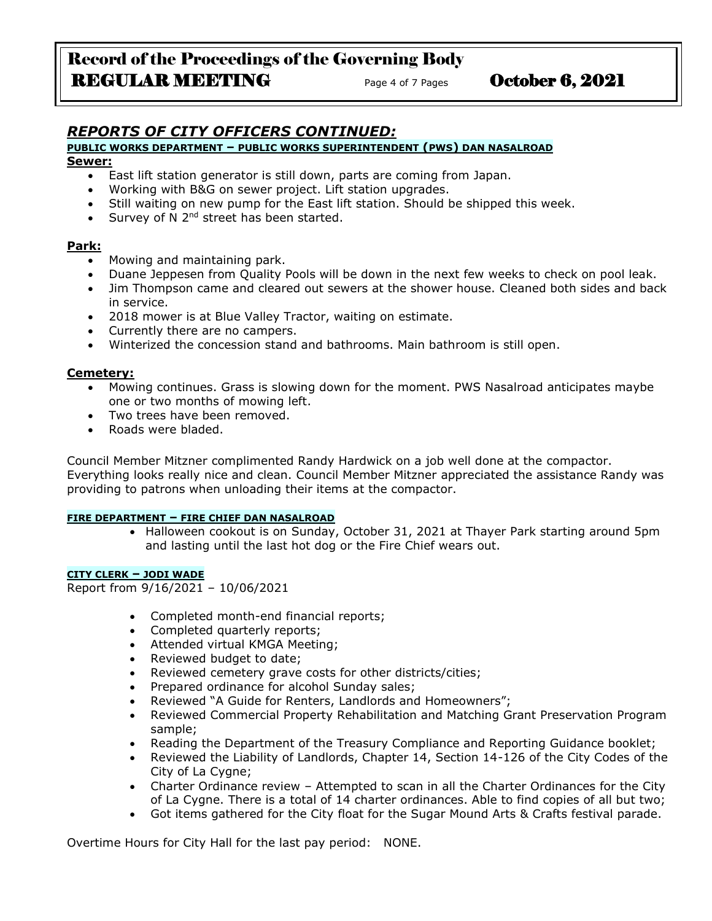## *REPORTS OF CITY OFFICERS CONTINUED:*

**PUBLIC WORKS DEPARTMENT – PUBLIC WORKS SUPERINTENDENT (PWS) DAN NASALROAD**

**Sewer:**

- East lift station generator is still down, parts are coming from Japan.
- Working with B&G on sewer project. Lift station upgrades.
- Still waiting on new pump for the East lift station. Should be shipped this week.
- Survey of N 2nd street has been started.

**Park:**

- Mowing and maintaining park.
- Duane Jeppesen from Quality Pools will be down in the next few weeks to check on pool leak.
- Jim Thompson came and cleared out sewers at the shower house. Cleaned both sides and back in service.
- 2018 mower is at Blue Valley Tractor, waiting on estimate.
- Currently there are no campers.
- Winterized the concession stand and bathrooms. Main bathroom is still open.

**Cemetery:**

- Mowing continues. Grass is slowing down for the moment. PWS Nasalroad anticipates maybe one or two months of mowing left.
- Two trees have been removed.
- Roads were bladed.

Council Member Mitzner complimented Randy Hardwick on a job well done at the compactor. Everything looks really nice and clean. Council Member Mitzner appreciated the assistance Randy was providing to patrons when unloading their items at the compactor.

**FIRE DEPARTMENT – FIRE CHIEF DAN NASALROAD**

- Halloween cookout is on Sunday, October 31, 2021 at Thayer Park starting around 5pm and lasting until the last hot dog or the Fire Chief wears out.

**CITY CLERK – JODI WADE**

Report from 9/16/2021 – 10/06/2021

- Completed month-end financial reports;
- Completed quarterly reports;
- Attended virtual KMGA Meeting;
- Reviewed budget to date;
- Reviewed cemetery grave costs for other districts/cities;
- Prepared ordinance for alcohol Sunday sales;
- Reviewed "A Guide for Renters, Landlords and Homeowners";
- Reviewed Commercial Property Rehabilitation and Matching Grant Preservation Program sample;
- Reading the Department of the Treasury Compliance and Reporting Guidance booklet;
- Reviewed the Liability of Landlords, Chapter 14, Section 14-126 of the City Codes of the City of La Cygne;
- Charter Ordinance review – Attempted to scan in all the Charter Ordinances for the City of La Cygne. There is a total of 14 charter ordinances. Able to find copies of all but two;
- Got items gathered for the City float for the Sugar Mound Arts & Crafts festival parade.

Overtime Hours for City Hall for the last pay period: NONE.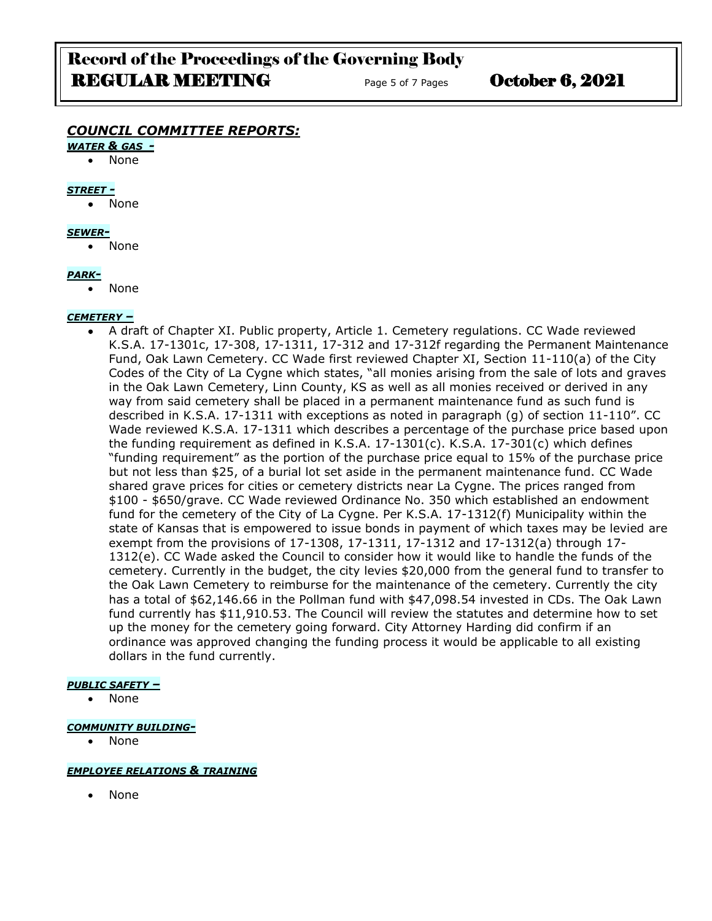## *COUNCIL COMMITTEE REPORTS:*

***WATER & GAS -***

- None

***STREET -***

- None

***SEWER-***

- None

***PARK-***

- None

***CEMETERY –***

- A draft of Chapter XI. Public property, Article 1. Cemetery regulations. CC Wade reviewed K.S.A. 17-1301c, 17-308, 17-1311, 17-312 and 17-312f regarding the Permanent Maintenance Fund, Oak Lawn Cemetery. CC Wade first reviewed Chapter XI, Section 11-110(a) of the City Codes of the City of La Cygne which states, "all monies arising from the sale of lots and graves in the Oak Lawn Cemetery, Linn County, KS as well as all monies received or derived in any way from said cemetery shall be placed in a permanent maintenance fund as such fund is described in K.S.A. 17-1311 with exceptions as noted in paragraph (g) of section 11-110". CC Wade reviewed K.S.A. 17-1311 which describes a percentage of the purchase price based upon the funding requirement as defined in K.S.A. 17-1301(c). K.S.A. 17-301(c) which defines "funding requirement" as the portion of the purchase price equal to 15% of the purchase price but not less than $25, of a burial lot set aside in the permanent maintenance fund. CC Wade shared grave prices for cities or cemetery districts near La Cygne. The prices ranged from $100 - $650/grave. CC Wade reviewed Ordinance No. 350 which established an endowment fund for the cemetery of the City of La Cygne. Per K.S.A. 17-1312(f) Municipality within the state of Kansas that is empowered to issue bonds in payment of which taxes may be levied are exempt from the provisions of 17-1308, 17-1311, 17-1312 and 17-1312(a) through 17-1312(e). CC Wade asked the Council to consider how it would like to handle the funds of the cemetery. Currently in the budget, the city levies $20,000 from the general fund to transfer to the Oak Lawn Cemetery to reimburse for the maintenance of the cemetery. Currently the city has a total of $62,146.66 in the Pollman fund with $47,098.54 invested in CDs. The Oak Lawn fund currently has $11,910.53. The Council will review the statutes and determine how to set up the money for the cemetery going forward. City Attorney Harding did confirm if an ordinance was approved changing the funding process it would be applicable to all existing dollars in the fund currently.

***PUBLIC SAFETY –***

- None

***COMMUNITY BUILDING-***

- None

***EMPLOYEE RELATIONS & TRAINING***

- None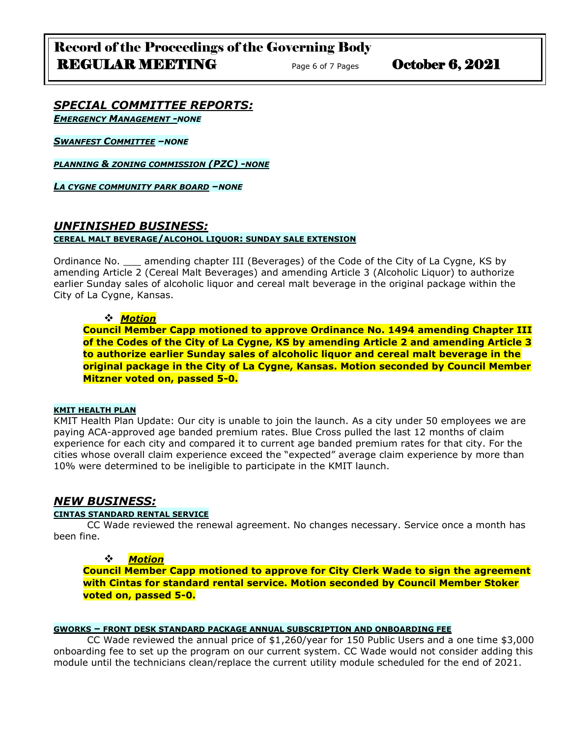## *SPECIAL COMMITTEE REPORTS:*

***EMERGENCY MANAGEMENT -NONE***

***SWANFEST COMMITTEE –NONE***

***PLANNING & ZONING COMMISSION (PZC) -NONE***

***LA CYGNE COMMUNITY PARK BOARD –NONE***

## *UNFINISHED BUSINESS:*

**CEREAL MALT BEVERAGE/ALCOHOL LIQUOR: SUNDAY SALE EXTENSION**

Ordinance No. ___ amending chapter III (Beverages) of the Code of the City of La Cygne, KS by amending Article 2 (Cereal Malt Beverages) and amending Article 3 (Alcoholic Liquor) to authorize earlier Sunday sales of alcoholic liquor and cereal malt beverage in the original package within the City of La Cygne, Kansas.

- ***Motion***

**Council Member Capp motioned to approve Ordinance No. 1494 amending Chapter III of the Codes of the City of La Cygne, KS by amending Article 2 and amending Article 3 to authorize earlier Sunday sales of alcoholic liquor and cereal malt beverage in the original package in the City of La Cygne, Kansas. Motion seconded by Council Member Mitzner voted on, passed 5-0.**

**KMIT HEALTH PLAN**

KMIT Health Plan Update: Our city is unable to join the launch. As a city under 50 employees we are paying ACA-approved age banded premium rates. Blue Cross pulled the last 12 months of claim experience for each city and compared it to current age banded premium rates for that city. For the cities whose overall claim experience exceed the "expected" average claim experience by more than 10% were determined to be ineligible to participate in the KMIT launch.

## *NEW BUSINESS:*

**CINTAS STANDARD RENTAL SERVICE**

CC Wade reviewed the renewal agreement. No changes necessary. Service once a month has been fine.

- ***Motion***

**Council Member Capp motioned to approve for City Clerk Wade to sign the agreement with Cintas for standard rental service. Motion seconded by Council Member Stoker voted on, passed 5-0.**

**GWORKS – FRONT DESK STANDARD PACKAGE ANNUAL SUBSCRIPTION AND ONBOARDING FEE**

CC Wade reviewed the annual price of $1,260/year for 150 Public Users and a one time $3,000 onboarding fee to set up the program on our current system. CC Wade would not consider adding this module until the technicians clean/replace the current utility module scheduled for the end of 2021.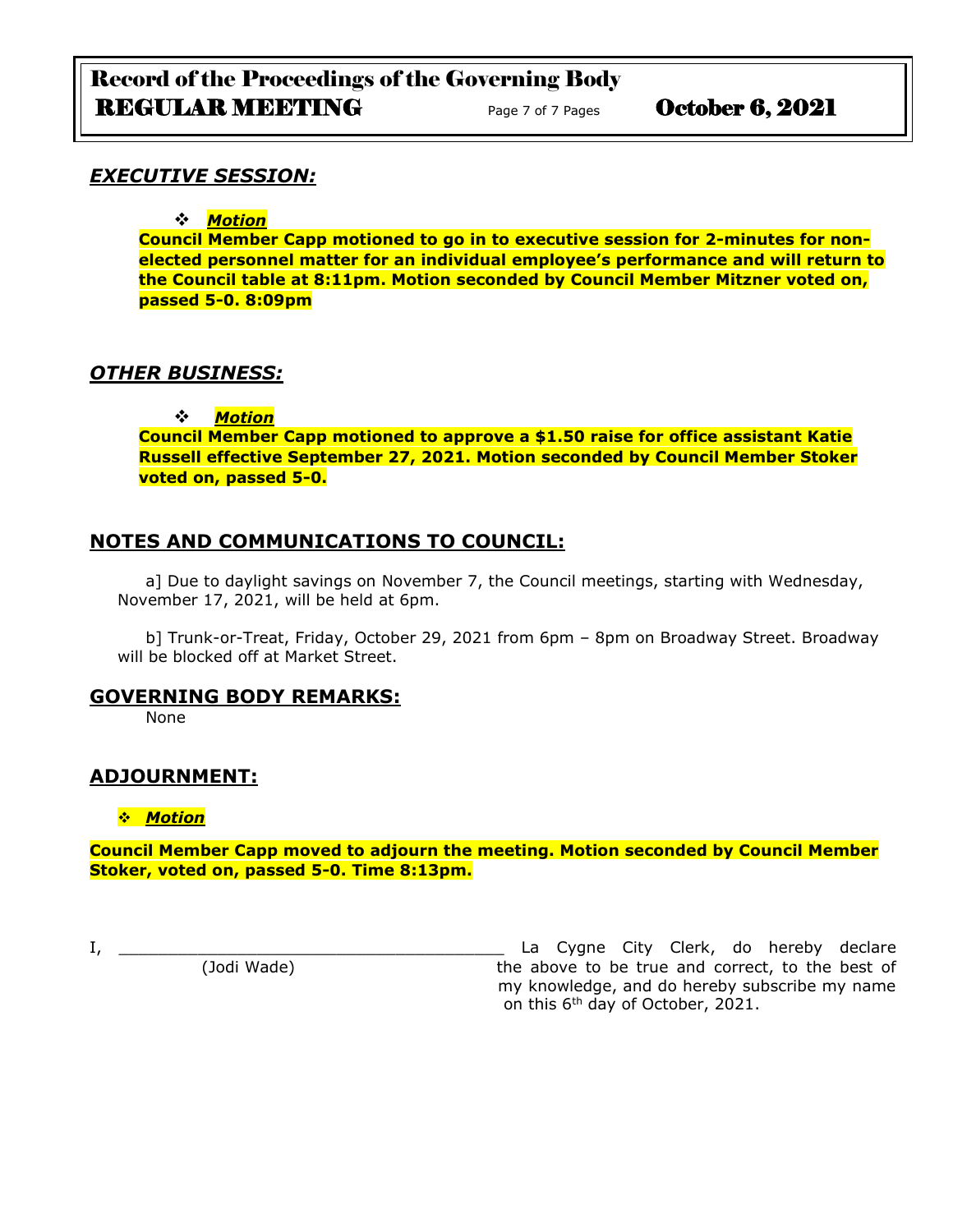## *EXECUTIVE SESSION:*

- ***Motion***

**Council Member Capp motioned to go in to executive session for 2-minutes for non-elected personnel matter for an individual employee's performance and will return to the Council table at 8:11pm. Motion seconded by Council Member Mitzner voted on, passed 5-0. 8:09pm**

## *OTHER BUSINESS:*

- ***Motion***

**Council Member Capp motioned to approve a $1.50 raise for office assistant Katie Russell effective September 27, 2021. Motion seconded by Council Member Stoker voted on, passed 5-0.**

## NOTES AND COMMUNICATIONS TO COUNCIL:

a] Due to daylight savings on November 7, the Council meetings, starting with Wednesday, November 17, 2021, will be held at 6pm.

b] Trunk-or-Treat, Friday, October 29, 2021 from 6pm – 8pm on Broadway Street. Broadway will be blocked off at Market Street.

## GOVERNING BODY REMARKS:

None

## ADJOURNMENT:

- ***Motion***

**Council Member Capp moved to adjourn the meeting. Motion seconded by Council Member Stoker, voted on, passed 5-0. Time 8:13pm.**

I, _______________________________________ La Cygne City Clerk, do hereby declare the above to be true and correct, to the best of my knowledge, and do hereby subscribe my name on this 6th day of October, 2021.

(Jodi Wade)